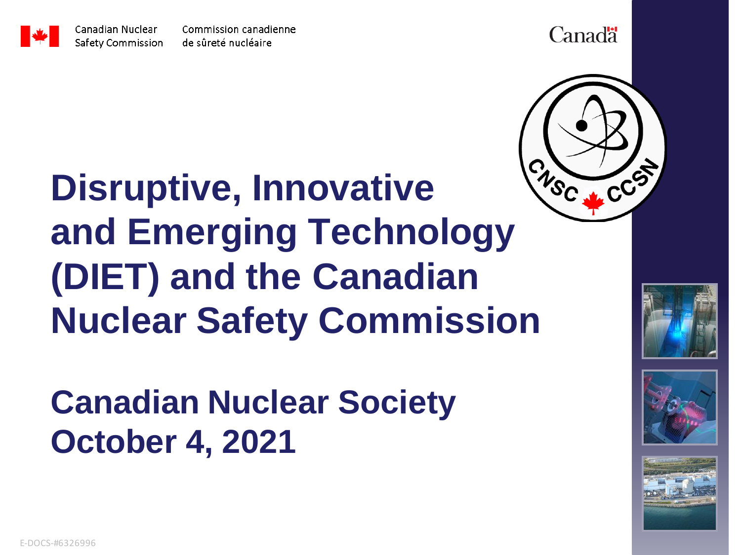Canadian Nuclear Safety Commission

Commission canadienne de sûreté nucléaire

# Disruptive, Innovative and Emerging Technology (DIET) and the Canadian Nuclear Safety Commission

## Canadian Nuclear Society
## October 4, 2021

E-DOCS-#6326996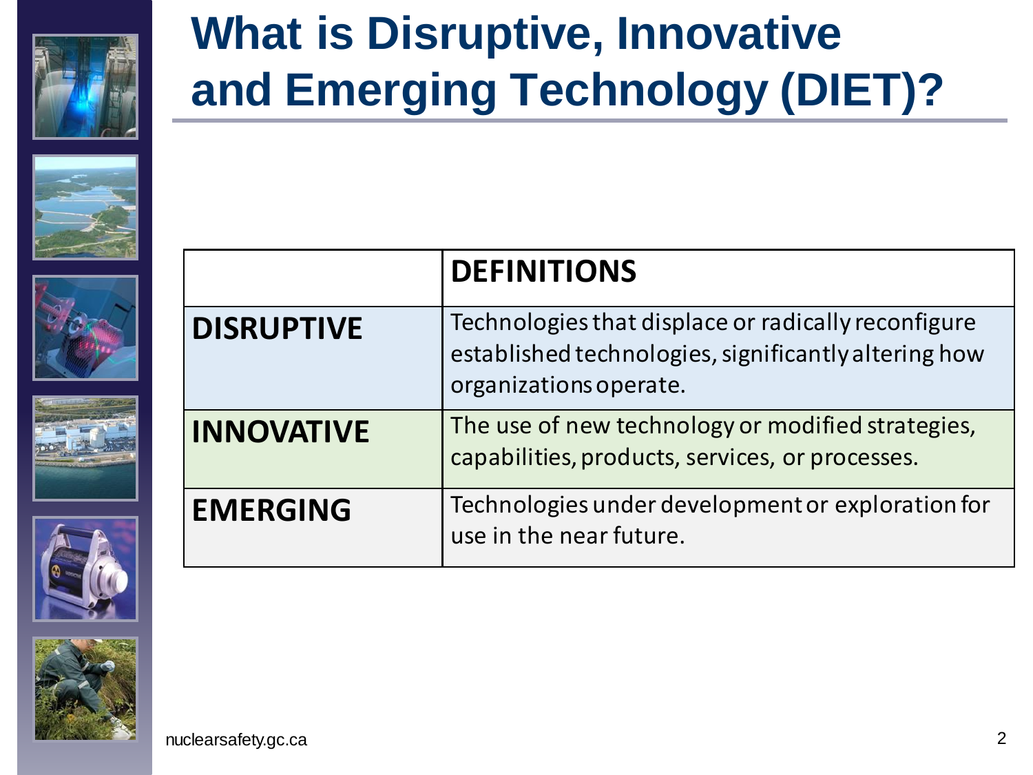# What is Disruptive, Innovative and Emerging Technology (DIET)?

| | DEFINITIONS |
|---|---|
| **DISRUPTIVE** | Technologies that displace or radically reconfigure established technologies, significantly altering how organizations operate. |
| **INNOVATIVE** | The use of new technology or modified strategies, capabilities, products, services, or processes. |
| **EMERGING** | Technologies under development or exploration for use in the near future. |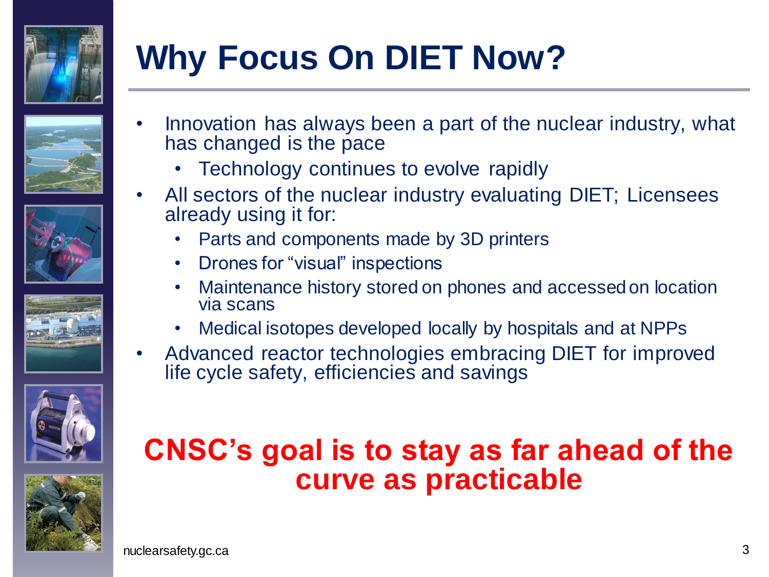# Why Focus On DIET Now?

- Innovation has always been a part of the nuclear industry, what has changed is the pace
  - Technology continues to evolve rapidly
- All sectors of the nuclear industry evaluating DIET; Licensees already using it for:
  - Parts and components made by 3D printers
  - Drones for "visual" inspections
  - Maintenance history stored on phones and accessed on location via scans
  - Medical isotopes developed locally by hospitals and at NPPs
- Advanced reactor technologies embracing DIET for improved life cycle safety, efficiencies and savings

**CNSC's goal is to stay as far ahead of the curve as practicable**

nuclearsafety.gc.ca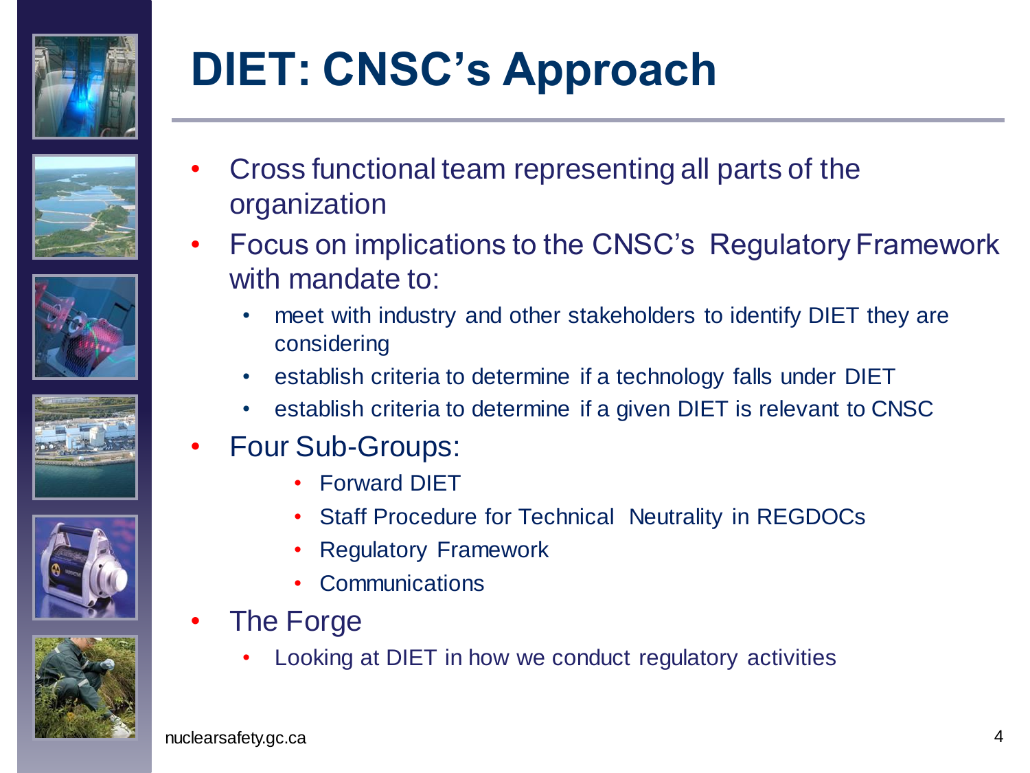# DIET: CNSC's Approach

- Cross functional team representing all parts of the organization
- Focus on implications to the CNSC's Regulatory Framework with mandate to:
  - meet with industry and other stakeholders to identify DIET they are considering
  - establish criteria to determine if a technology falls under DIET
  - establish criteria to determine if a given DIET is relevant to CNSC
- Four Sub-Groups:
  - Forward DIET
  - Staff Procedure for Technical Neutrality in REGDOCs
  - Regulatory Framework
  - Communications
- The Forge
  - Looking at DIET in how we conduct regulatory activities

nuclearsafety.gc.ca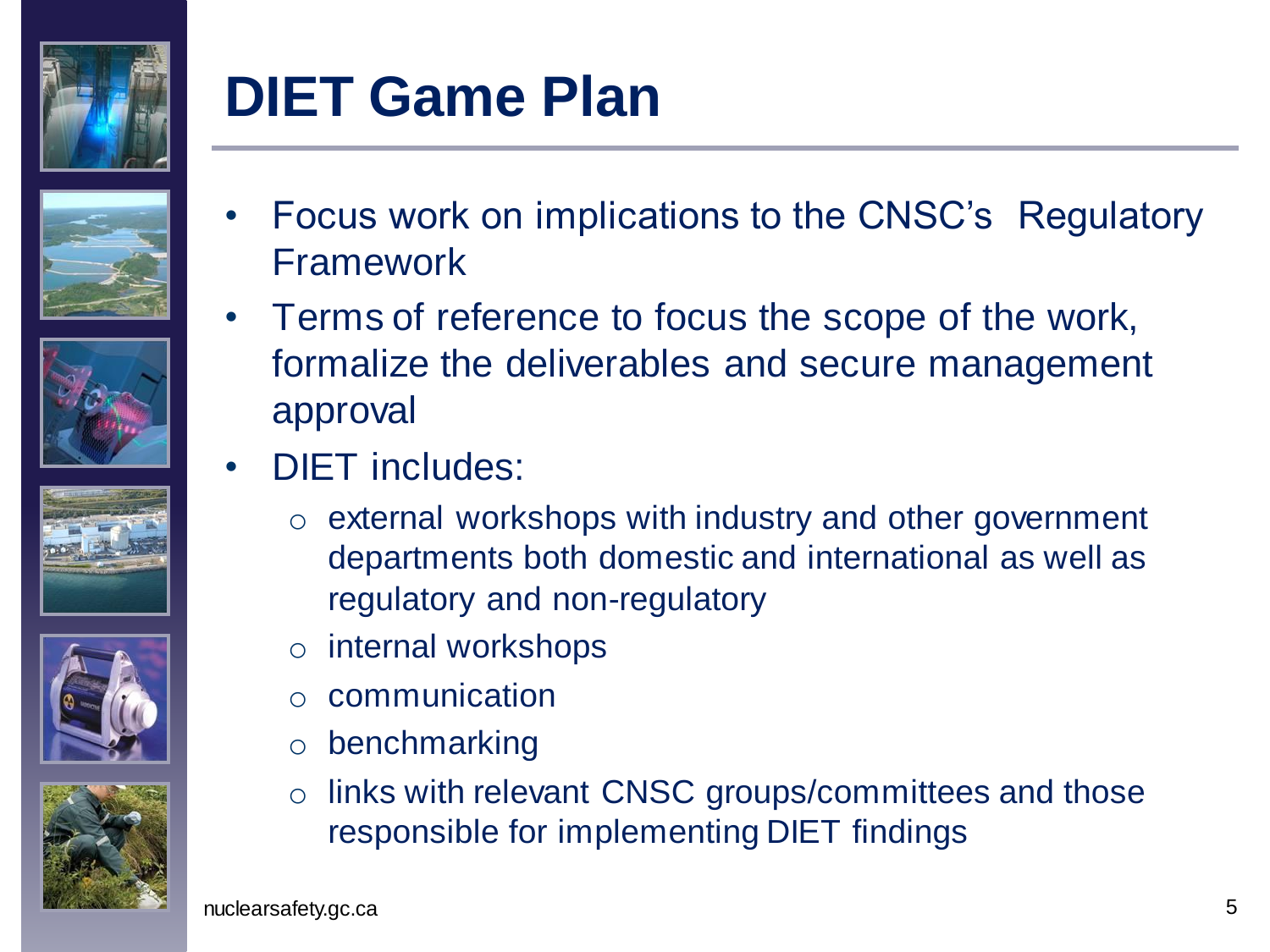# DIET Game Plan

- Focus work on implications to the CNSC's Regulatory Framework
- Terms of reference to focus the scope of the work, formalize the deliverables and secure management approval
- DIET includes:
  - external workshops with industry and other government departments both domestic and international as well as regulatory and non-regulatory
  - internal workshops
  - communication
  - benchmarking
  - links with relevant CNSC groups/committees and those responsible for implementing DIET findings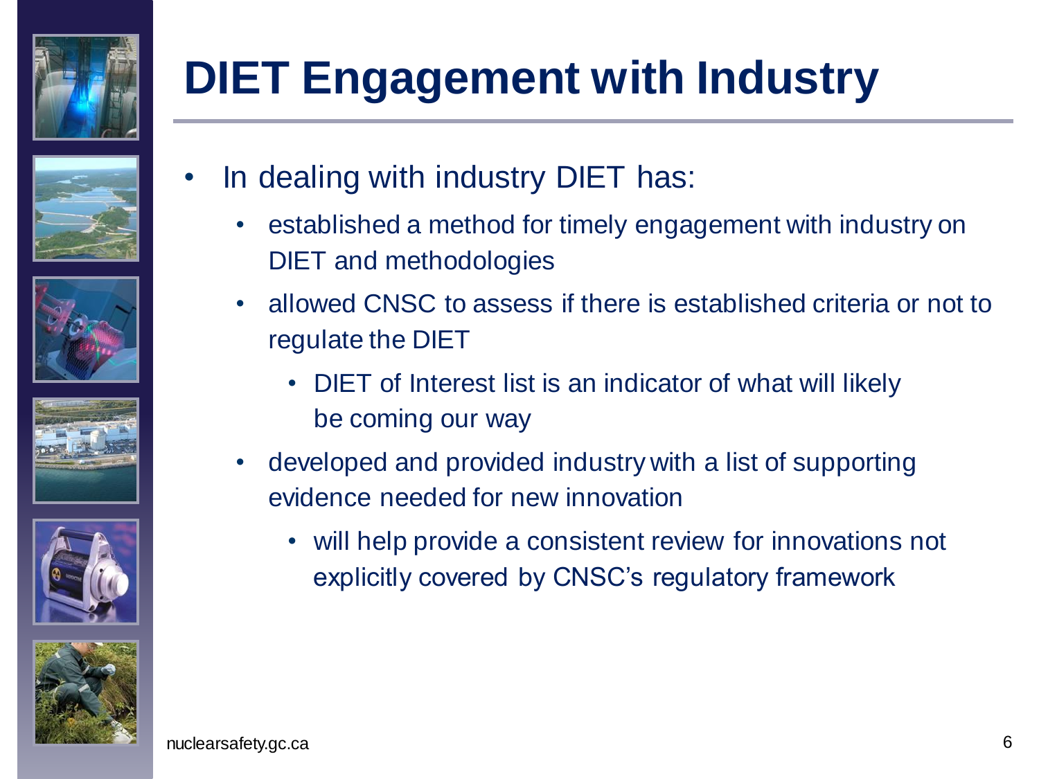# DIET Engagement with Industry

- In dealing with industry DIET has:
  - established a method for timely engagement with industry on DIET and methodologies
  - allowed CNSC to assess if there is established criteria or not to regulate the DIET
    - DIET of Interest list is an indicator of what will likely be coming our way
  - developed and provided industry with a list of supporting evidence needed for new innovation
    - will help provide a consistent review for innovations not explicitly covered by CNSC's regulatory framework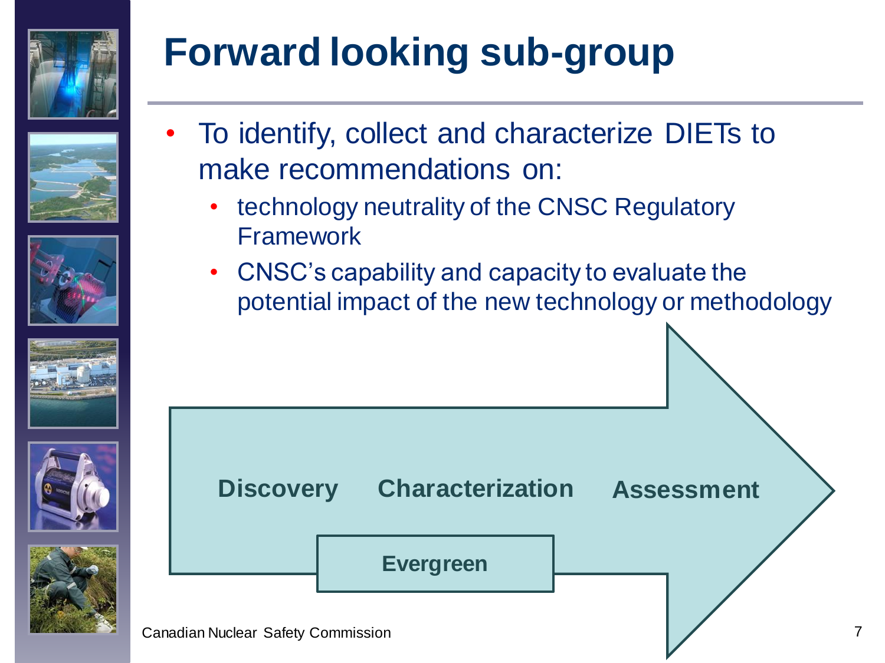# Forward looking sub-group

- To identify, collect and characterize DIETs to make recommendations on:
  - technology neutrality of the CNSC Regulatory Framework
  - CNSC's capability and capacity to evaluate the potential impact of the new technology or methodology

Discovery → Characterization → Assessment

Evergreen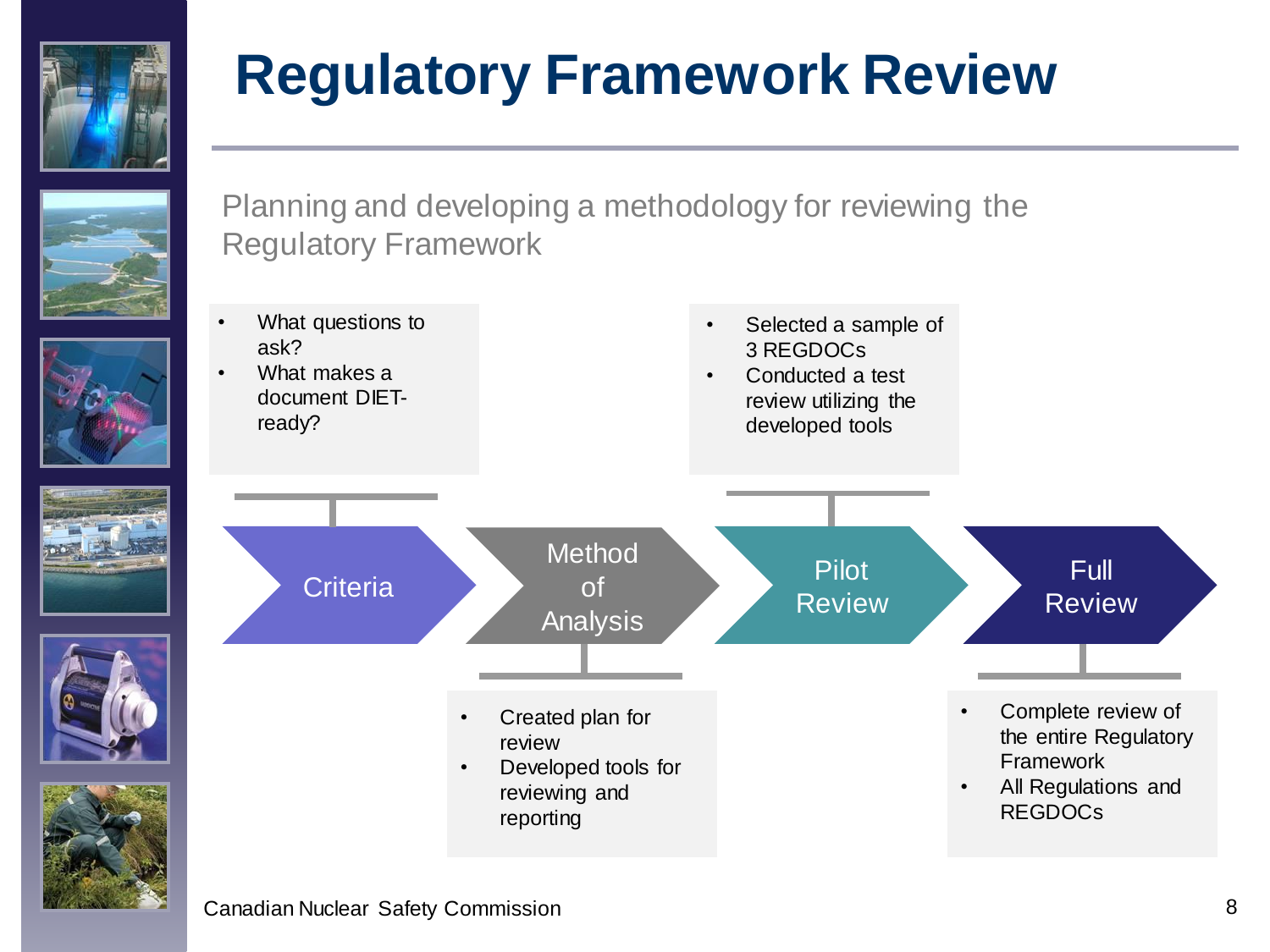# Regulatory Framework Review

Planning and developing a methodology for reviewing the Regulatory Framework

**Criteria**

- What questions to ask?
- What makes a document DIET-ready?

**Method of Analysis**

- Created plan for review
- Developed tools for reviewing and reporting

**Pilot Review**

- Selected a sample of 3 REGDOCs
- Conducted a test review utilizing the developed tools

**Full Review**

- Complete review of the entire Regulatory Framework
- All Regulations and REGDOCs

Canadian Nuclear Safety Commission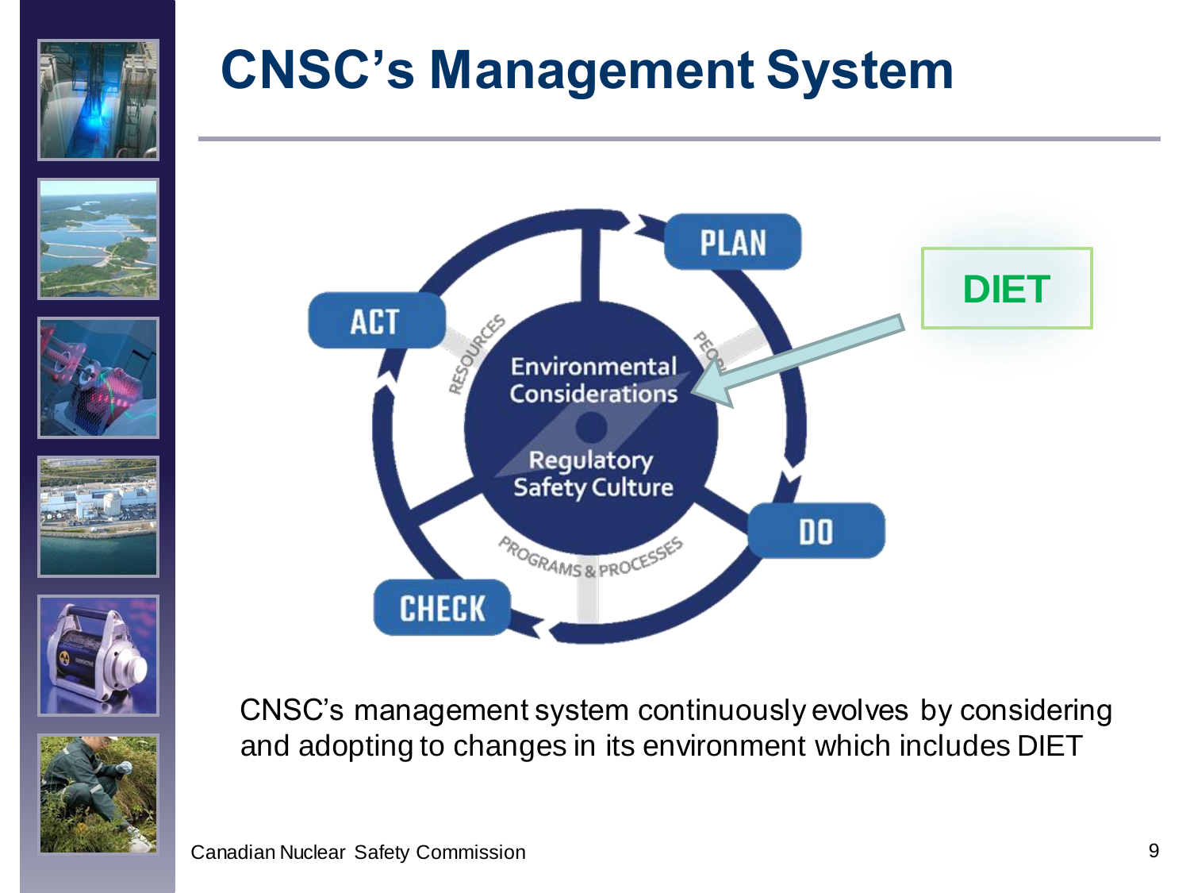# CNSC's Management System

PLAN

DO

CHECK

ACT

RESOURCES

PEOPLE

PROGRAMS & PROCESSES

Environmental Considerations

Regulatory Safety Culture

DIET

CNSC's management system continuously evolves by considering and adopting to changes in its environment which includes DIET

Canadian Nuclear Safety Commission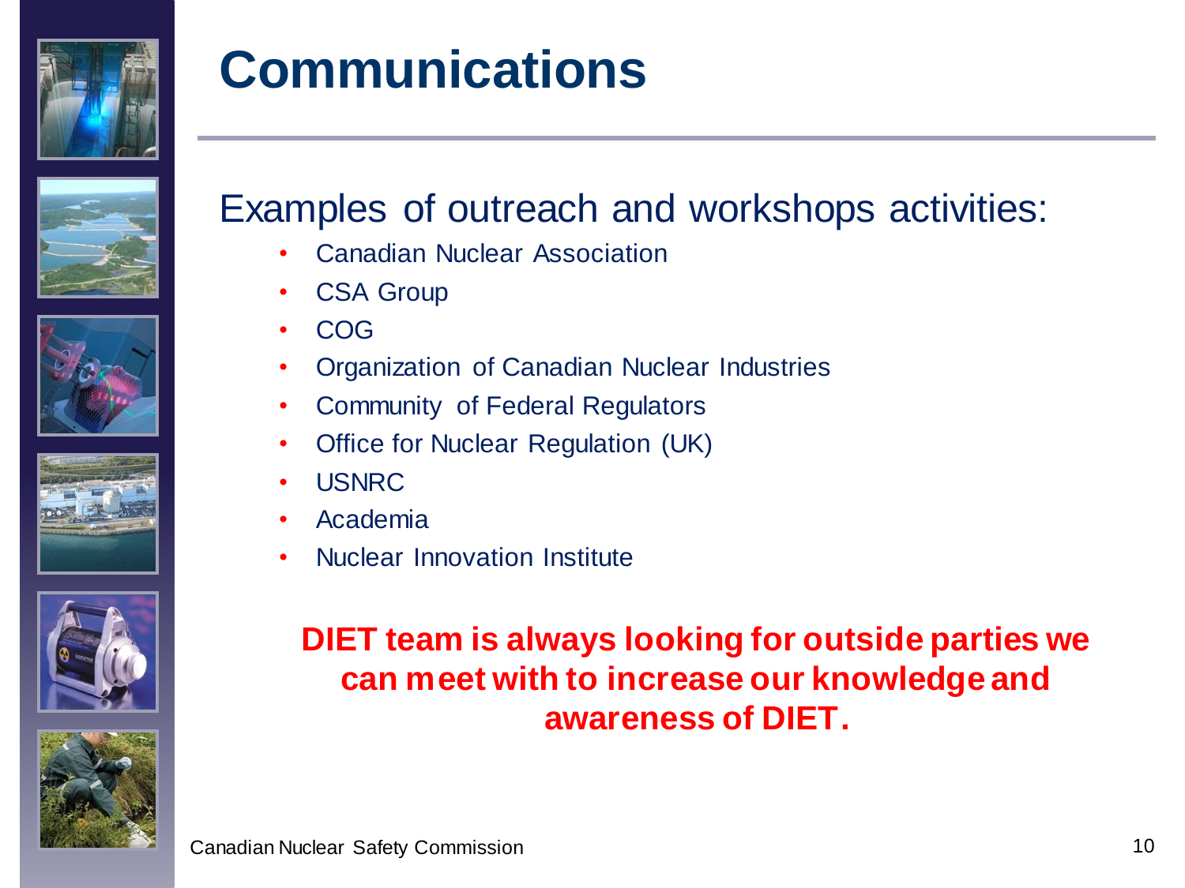# Communications

Examples of outreach and workshops activities:

- Canadian Nuclear Association
- CSA Group
- COG
- Organization of Canadian Nuclear Industries
- Community of Federal Regulators
- Office for Nuclear Regulation (UK)
- USNRC
- Academia
- Nuclear Innovation Institute

**DIET team is always looking for outside parties we can meet with to increase our knowledge and awareness of DIET.**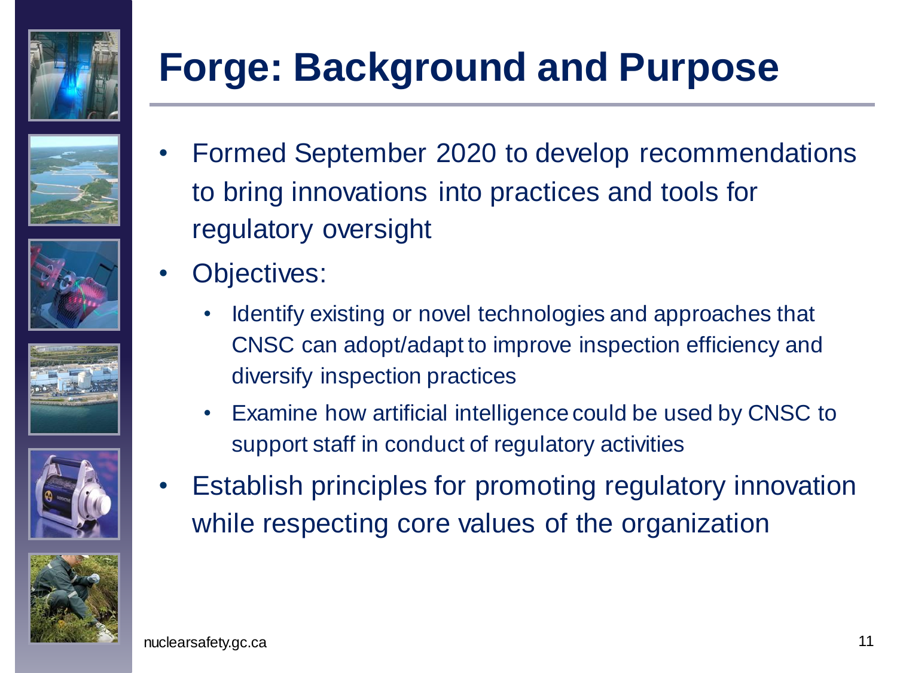# Forge: Background and Purpose

- Formed September 2020 to develop recommendations to bring innovations into practices and tools for regulatory oversight
- Objectives:
  - Identify existing or novel technologies and approaches that CNSC can adopt/adapt to improve inspection efficiency and diversify inspection practices
  - Examine how artificial intelligence could be used by CNSC to support staff in conduct of regulatory activities
- Establish principles for promoting regulatory innovation while respecting core values of the organization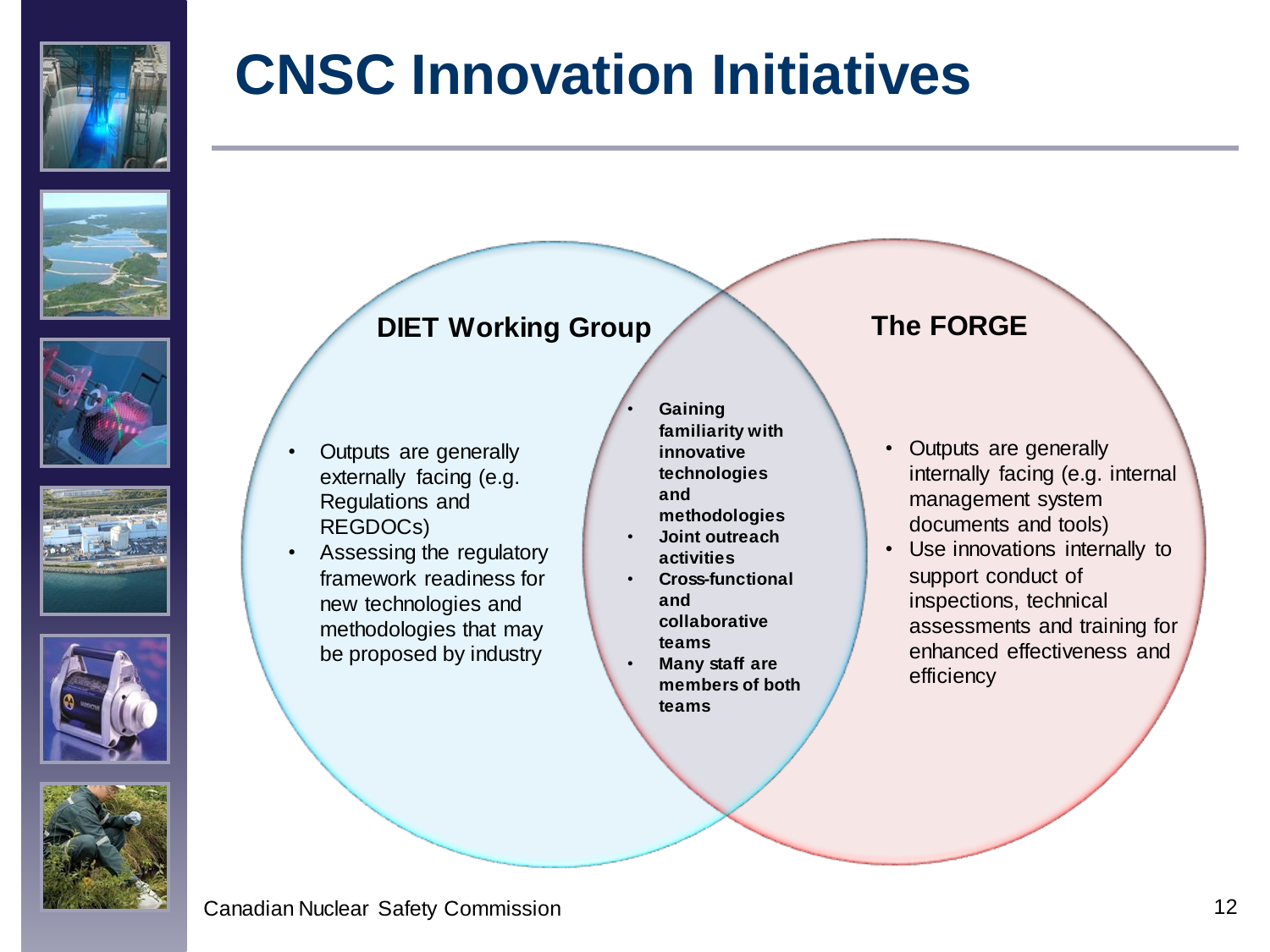# CNSC Innovation Initiatives

## DIET Working Group

- Outputs are generally externally facing (e.g. Regulations and REGDOCs)
- Assessing the regulatory framework readiness for new technologies and methodologies that may be proposed by industry

## Overlap (DIET Working Group and The FORGE)

- **Gaining familiarity with innovative technologies and methodologies**
- **Joint outreach activities**
- **Cross-functional and collaborative teams**
- **Many staff are members of both teams**

## The FORGE

- Outputs are generally internally facing (e.g. internal management system documents and tools)
- Use innovations internally to support conduct of inspections, technical assessments and training for enhanced effectiveness and efficiency

Canadian Nuclear Safety Commission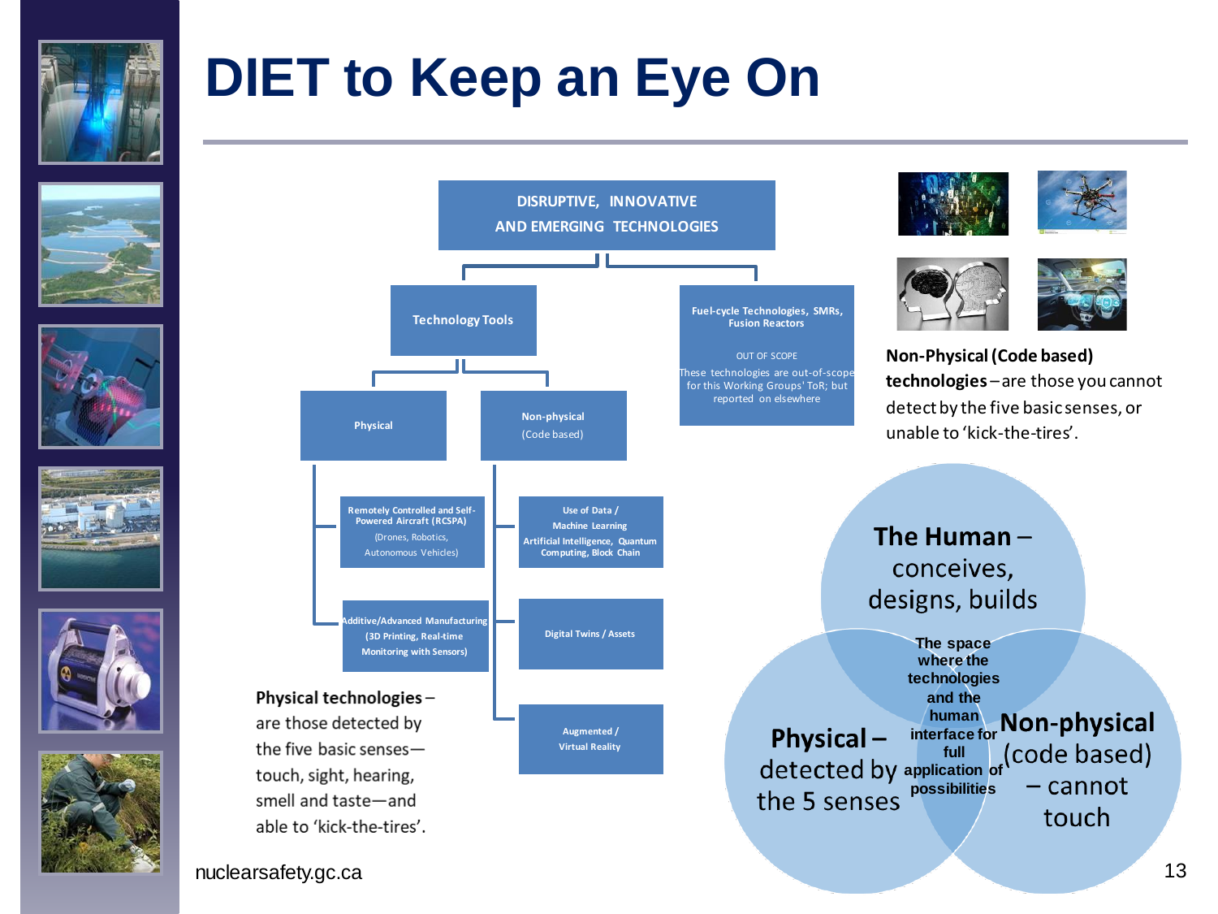# DIET to Keep an Eye On

**DISRUPTIVE, INNOVATIVE AND EMERGING TECHNOLOGIES**

- **Technology Tools**
  - **Physical**
    - **Remotely Controlled and Self-Powered Aircraft (RCSPA)** (Drones, Robotics, Autonomous Vehicles)
    - **Additive/Advanced Manufacturing (3D Printing, Real-time Monitoring with Sensors)**
  - **Non-physical** (Code based)
    - **Use of Data / Machine Learning Artificial Intelligence, Quantum Computing, Block Chain**
    - **Digital Twins / Assets**
    - **Augmented / Virtual Reality**
- **Fuel-cycle Technologies, SMRs, Fusion Reactors**

  OUT OF SCOPE

  These technologies are out-of-scope for this Working Groups' ToR; but reported on elsewhere

**Physical technologies** – are those detected by the five basic senses—touch, sight, hearing, smell and taste—and able to 'kick-the-tires'.

**Non-Physical (Code based) technologies** – are those you cannot detect by the five basic senses, or unable to 'kick-the-tires'.

**The Human** – conceives, designs, builds

**Physical** – detected by the 5 senses

**Non-physical** (code based) – cannot touch

**The space where the technologies and the human interface for full application of possibilities**

nuclearsafety.gc.ca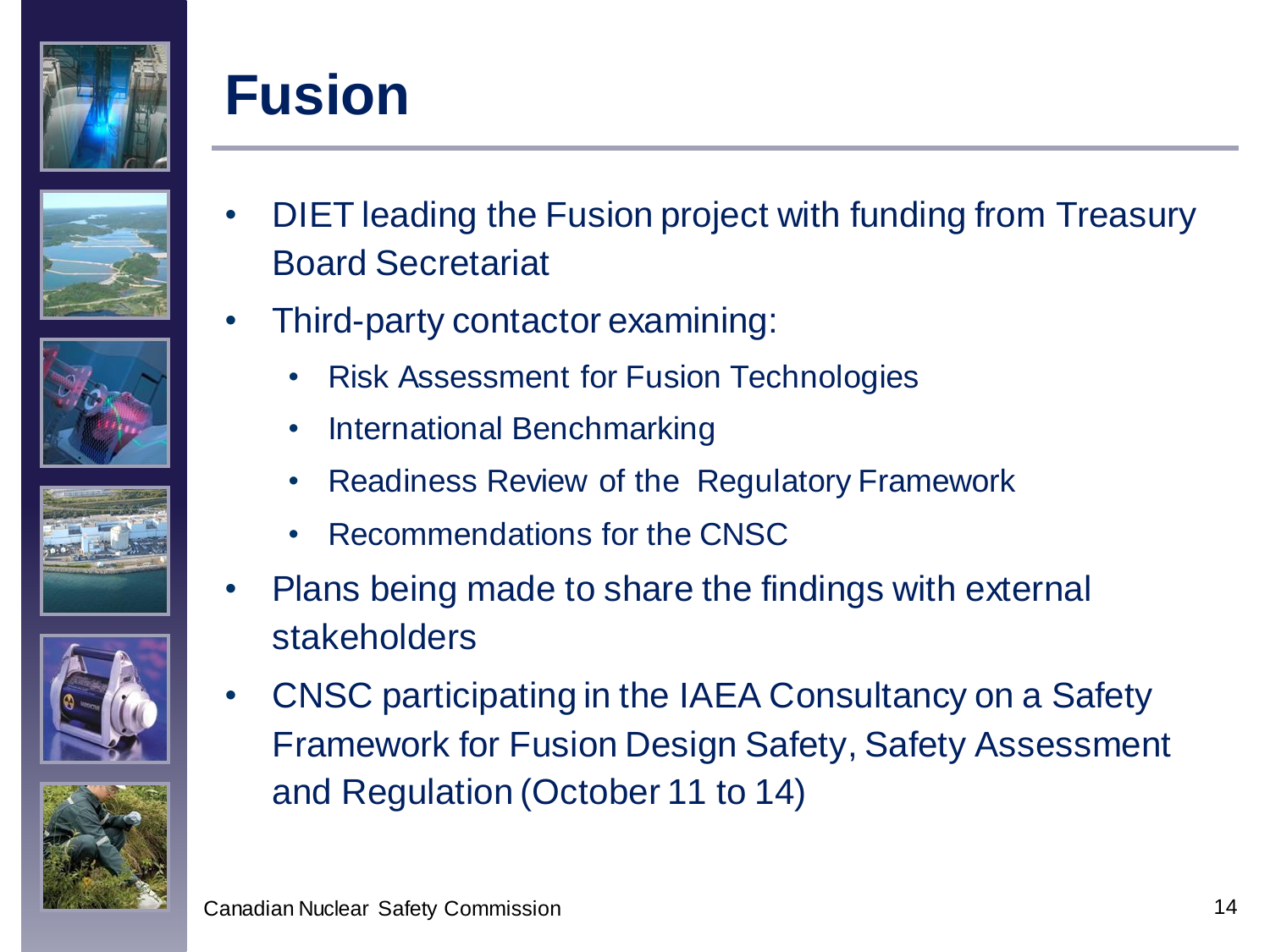# Fusion

- DIET leading the Fusion project with funding from Treasury Board Secretariat
- Third-party contactor examining:
  - Risk Assessment for Fusion Technologies
  - International Benchmarking
  - Readiness Review of the Regulatory Framework
  - Recommendations for the CNSC
- Plans being made to share the findings with external stakeholders
- CNSC participating in the IAEA Consultancy on a Safety Framework for Fusion Design Safety, Safety Assessment and Regulation (October 11 to 14)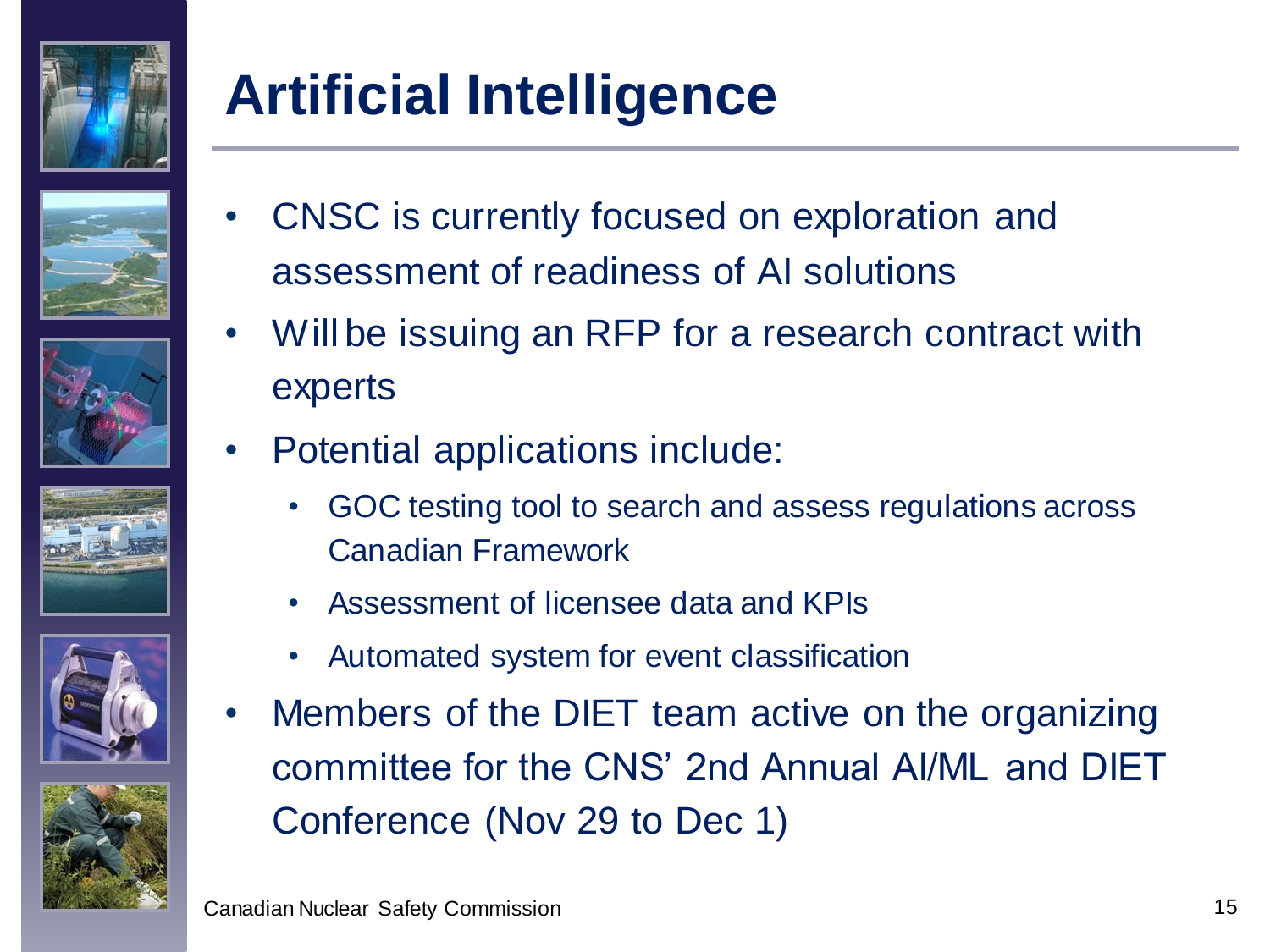# Artificial Intelligence

- CNSC is currently focused on exploration and assessment of readiness of AI solutions
- Will be issuing an RFP for a research contract with experts
- Potential applications include:
  - GOC testing tool to search and assess regulations across Canadian Framework
  - Assessment of licensee data and KPIs
  - Automated system for event classification
- Members of the DIET team active on the organizing committee for the CNS' 2nd Annual AI/ML and DIET Conference (Nov 29 to Dec 1)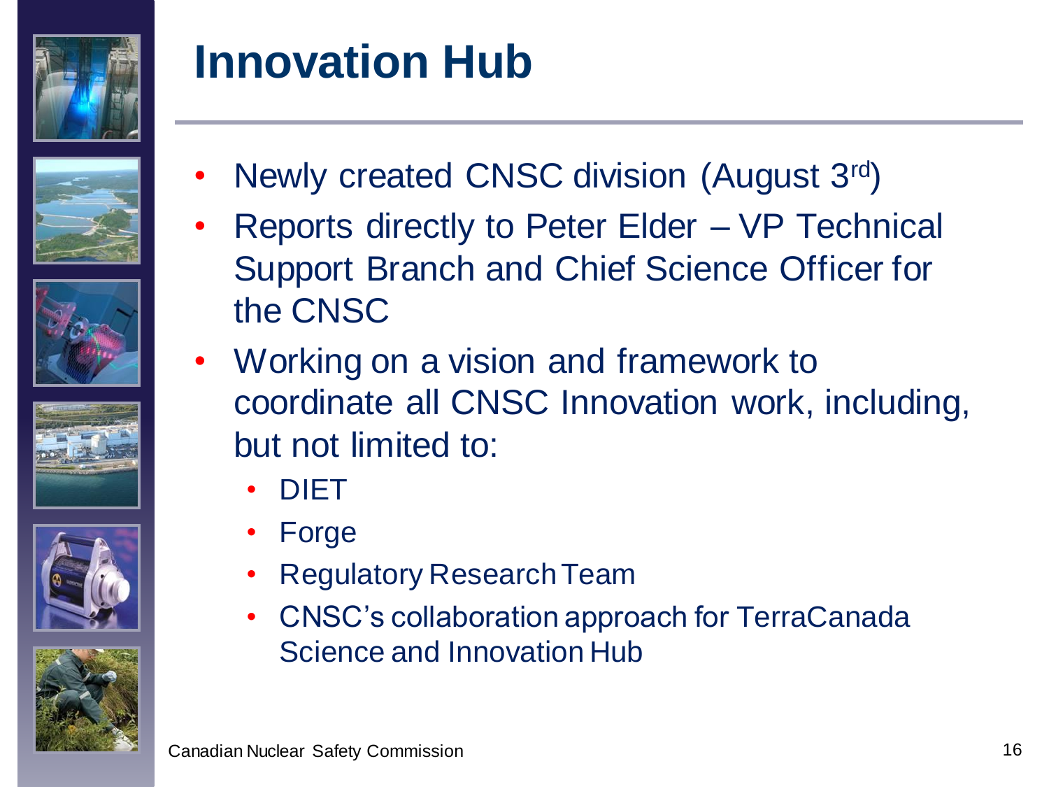# Innovation Hub

- Newly created CNSC division (August 3rd)
- Reports directly to Peter Elder – VP Technical Support Branch and Chief Science Officer for the CNSC
- Working on a vision and framework to coordinate all CNSC Innovation work, including, but not limited to:
  - DIET
  - Forge
  - Regulatory Research Team
  - CNSC's collaboration approach for TerraCanada Science and Innovation Hub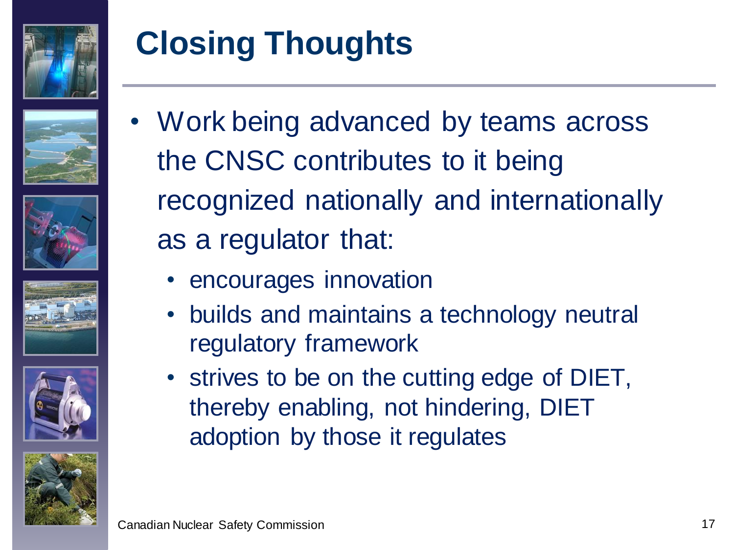# Closing Thoughts

- Work being advanced by teams across the CNSC contributes to it being recognized nationally and internationally as a regulator that:
  - encourages innovation
  - builds and maintains a technology neutral regulatory framework
  - strives to be on the cutting edge of DIET, thereby enabling, not hindering, DIET adoption by those it regulates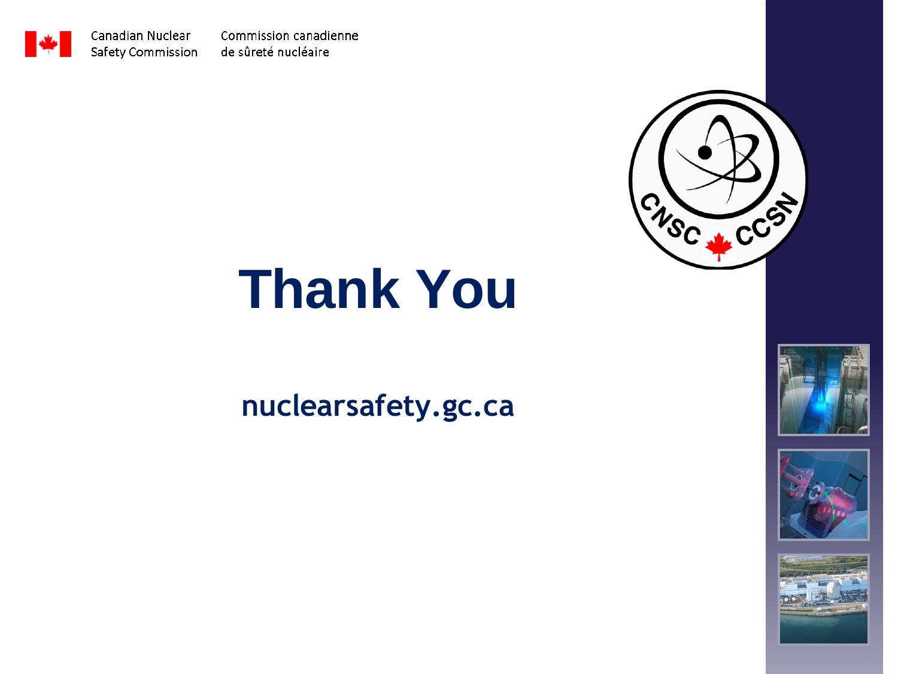Canadian Nuclear Safety Commission

Commission canadienne de sûreté nucléaire

# Thank You

**nuclearsafety.gc.ca**